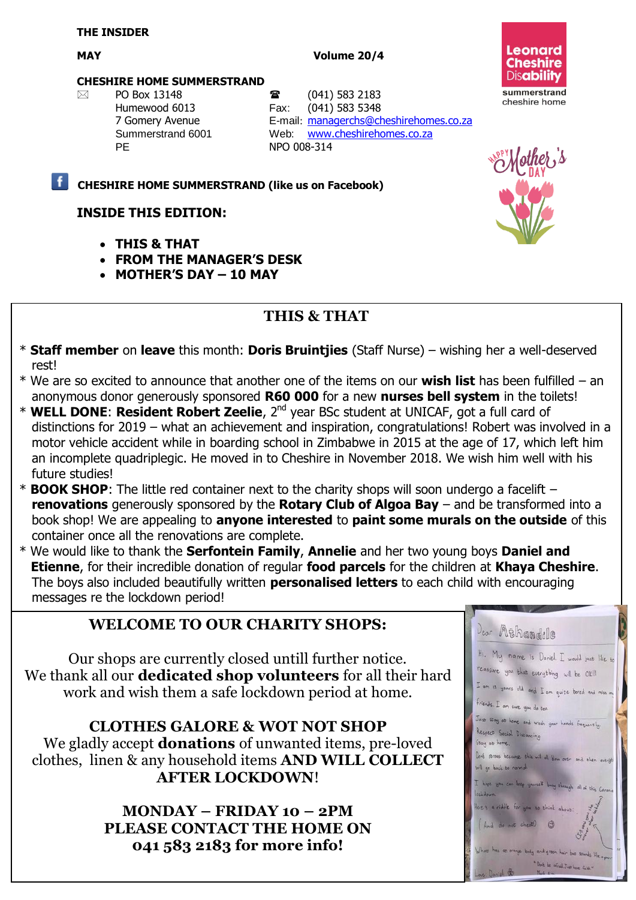**THE INSIDER**

**MAY** **Volume 20/4**

**CHESHIRE HOME SUMMERSTRAND**

PO Box 13148
Humewood 6013
7 Gomery Avenue
Summerstrand 6001
PE

☎ (041) 583 2183
Fax: (041) 583 5348
E-mail: managerchs@cheshirehomes.co.za
Web: www.cheshirehomes.co.za
NPO 008-314

Leonard Cheshire Disability
summerstrand cheshire home

Happy Mother's Day

**CHESHIRE HOME SUMMERSTRAND (like us on Facebook)**

## INSIDE THIS EDITION:

- **THIS & THAT**
- **FROM THE MANAGER'S DESK**
- **MOTHER'S DAY – 10 MAY**

## THIS & THAT

* **Staff member** on **leave** this month: **Doris Bruintjies** (Staff Nurse) – wishing her a well-deserved rest!
* We are so excited to announce that another one of the items on our **wish list** has been fulfilled – an anonymous donor generously sponsored **R60 000** for a new **nurses bell system** in the toilets!
* **WELL DONE**: **Resident Robert Zeelie**, 2nd year BSc student at UNICAF, got a full card of distinctions for 2019 – what an achievement and inspiration, congratulations! Robert was involved in a motor vehicle accident while in boarding school in Zimbabwe in 2015 at the age of 17, which left him an incomplete quadriplegic. He moved in to Cheshire in November 2018. We wish him well with his future studies!
* **BOOK SHOP**: The little red container next to the charity shops will soon undergo a facelift – **renovations** generously sponsored by the **Rotary Club of Algoa Bay** – and be transformed into a book shop! We are appealing to **anyone interested** to **paint some murals on the outside** of this container once all the renovations are complete.
* We would like to thank the **Serfontein Family**, **Annelie** and her two young boys **Daniel and Etienne**, for their incredible donation of regular **food parcels** for the children at **Khaya Cheshire**. The boys also included beautifully written **personalised letters** to each child with encouraging messages re the lockdown period!

## WELCOME TO OUR CHARITY SHOPS:

Our shops are currently closed untill further notice. We thank all our **dedicated shop volunteers** for all their hard work and wish them a safe lockdown period at home.

**CLOTHES GALORE & WOT NOT SHOP**

We gladly accept **donations** of unwanted items, pre-loved clothes, linen & any household items **AND WILL COLLECT AFTER LOCKDOWN**!

**MONDAY – FRIDAY 10 – 2PM**
**PLEASE CONTACT THE HOME ON 041 583 2183 for more info!**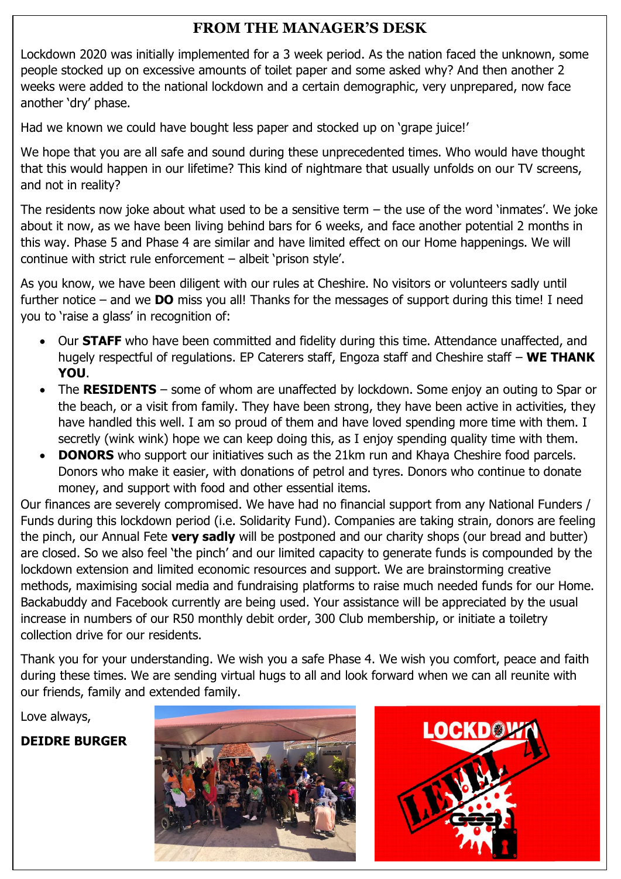## FROM THE MANAGER'S DESK

Lockdown 2020 was initially implemented for a 3 week period. As the nation faced the unknown, some people stocked up on excessive amounts of toilet paper and some asked why? And then another 2 weeks were added to the national lockdown and a certain demographic, very unprepared, now face another 'dry' phase.

Had we known we could have bought less paper and stocked up on 'grape juice!'

We hope that you are all safe and sound during these unprecedented times. Who would have thought that this would happen in our lifetime? This kind of nightmare that usually unfolds on our TV screens, and not in reality?

The residents now joke about what used to be a sensitive term – the use of the word 'inmates'. We joke about it now, as we have been living behind bars for 6 weeks, and face another potential 2 months in this way. Phase 5 and Phase 4 are similar and have limited effect on our Home happenings. We will continue with strict rule enforcement – albeit 'prison style'.

As you know, we have been diligent with our rules at Cheshire. No visitors or volunteers sadly until further notice – and we **DO** miss you all! Thanks for the messages of support during this time! I need you to 'raise a glass' in recognition of:

- Our **STAFF** who have been committed and fidelity during this time. Attendance unaffected, and hugely respectful of regulations. EP Caterers staff, Engoza staff and Cheshire staff – **WE THANK YOU**.
- The **RESIDENTS** – some of whom are unaffected by lockdown. Some enjoy an outing to Spar or the beach, or a visit from family. They have been strong, they have been active in activities, they have handled this well. I am so proud of them and have loved spending more time with them. I secretly (wink wink) hope we can keep doing this, as I enjoy spending quality time with them.
- **DONORS** who support our initiatives such as the 21km run and Khaya Cheshire food parcels. Donors who make it easier, with donations of petrol and tyres. Donors who continue to donate money, and support with food and other essential items.

Our finances are severely compromised. We have had no financial support from any National Funders / Funds during this lockdown period (i.e. Solidarity Fund). Companies are taking strain, donors are feeling the pinch, our Annual Fete **very sadly** will be postponed and our charity shops (our bread and butter) are closed. So we also feel 'the pinch' and our limited capacity to generate funds is compounded by the lockdown extension and limited economic resources and support. We are brainstorming creative methods, maximising social media and fundraising platforms to raise much needed funds for our Home. Backabuddy and Facebook currently are being used. Your assistance will be appreciated by the usual increase in numbers of our R50 monthly debit order, 300 Club membership, or initiate a toiletry collection drive for our residents.

Thank you for your understanding. We wish you a safe Phase 4. We wish you comfort, peace and faith during these times. We are sending virtual hugs to all and look forward when we can all reunite with our friends, family and extended family.

Love always,

**DEIDRE BURGER**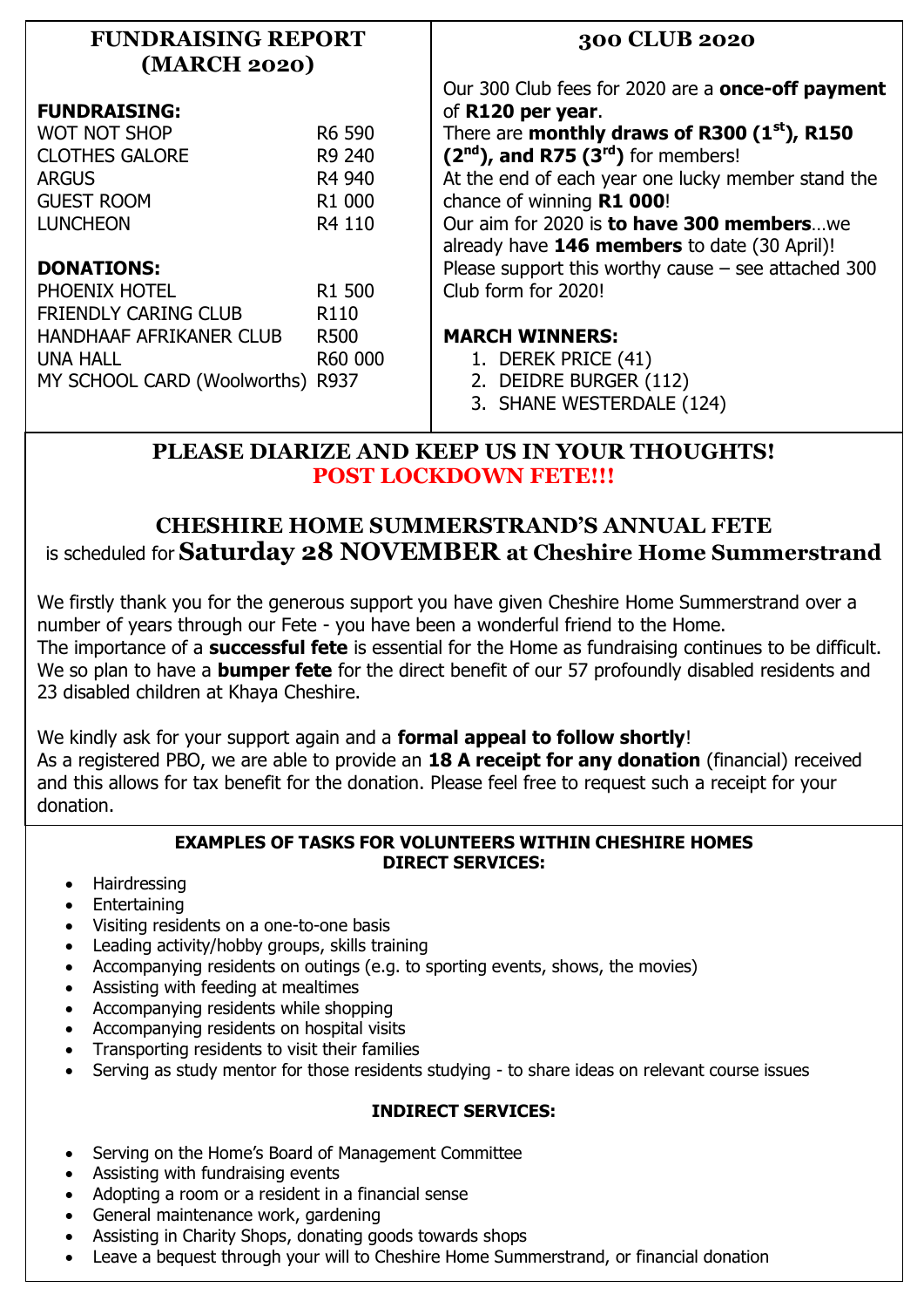## FUNDRAISING REPORT (MARCH 2020)

**FUNDRAISING:**

| | |
|---|---|
| WOT NOT SHOP | R6 590 |
| CLOTHES GALORE | R9 240 |
| ARGUS | R4 940 |
| GUEST ROOM | R1 000 |
| LUNCHEON | R4 110 |

**DONATIONS:**

| | |
|---|---|
| PHOENIX HOTEL | R1 500 |
| FRIENDLY CARING CLUB | R110 |
| HANDHAAF AFRIKANER CLUB | R500 |
| UNA HALL | R60 000 |
| MY SCHOOL CARD (Woolworths) | R937 |

## 300 CLUB 2020

Our 300 Club fees for 2020 are a **once-off payment** of **R120 per year**.
There are **monthly draws of R300 (1st), R150 (2nd), and R75 (3rd)** for members!
At the end of each year one lucky member stand the chance of winning **R1 000**!
Our aim for 2020 is **to have 300 members**…we already have **146 members** to date (30 April)!
Please support this worthy cause – see attached 300 Club form for 2020!

**MARCH WINNERS:**

1. DEREK PRICE (41)
2. DEIDRE BURGER (112)
3. SHANE WESTERDALE (124)

## PLEASE DIARIZE AND KEEP US IN YOUR THOUGHTS!
## POST LOCKDOWN FETE!!!

## CHESHIRE HOME SUMMERSTRAND'S ANNUAL FETE
is scheduled for **Saturday 28 NOVEMBER at Cheshire Home Summerstrand**

We firstly thank you for the generous support you have given Cheshire Home Summerstrand over a number of years through our Fete - you have been a wonderful friend to the Home.
The importance of a **successful fete** is essential for the Home as fundraising continues to be difficult. We so plan to have a **bumper fete** for the direct benefit of our 57 profoundly disabled residents and 23 disabled children at Khaya Cheshire.

We kindly ask for your support again and a **formal appeal to follow shortly**!
As a registered PBO, we are able to provide an **18 A receipt for any donation** (financial) received and this allows for tax benefit for the donation. Please feel free to request such a receipt for your donation.

**EXAMPLES OF TASKS FOR VOLUNTEERS WITHIN CHESHIRE HOMES**
**DIRECT SERVICES:**

- Hairdressing
- Entertaining
- Visiting residents on a one-to-one basis
- Leading activity/hobby groups, skills training
- Accompanying residents on outings (e.g. to sporting events, shows, the movies)
- Assisting with feeding at mealtimes
- Accompanying residents while shopping
- Accompanying residents on hospital visits
- Transporting residents to visit their families
- Serving as study mentor for those residents studying - to share ideas on relevant course issues

**INDIRECT SERVICES:**

- Serving on the Home's Board of Management Committee
- Assisting with fundraising events
- Adopting a room or a resident in a financial sense
- General maintenance work, gardening
- Assisting in Charity Shops, donating goods towards shops
- Leave a bequest through your will to Cheshire Home Summerstrand, or financial donation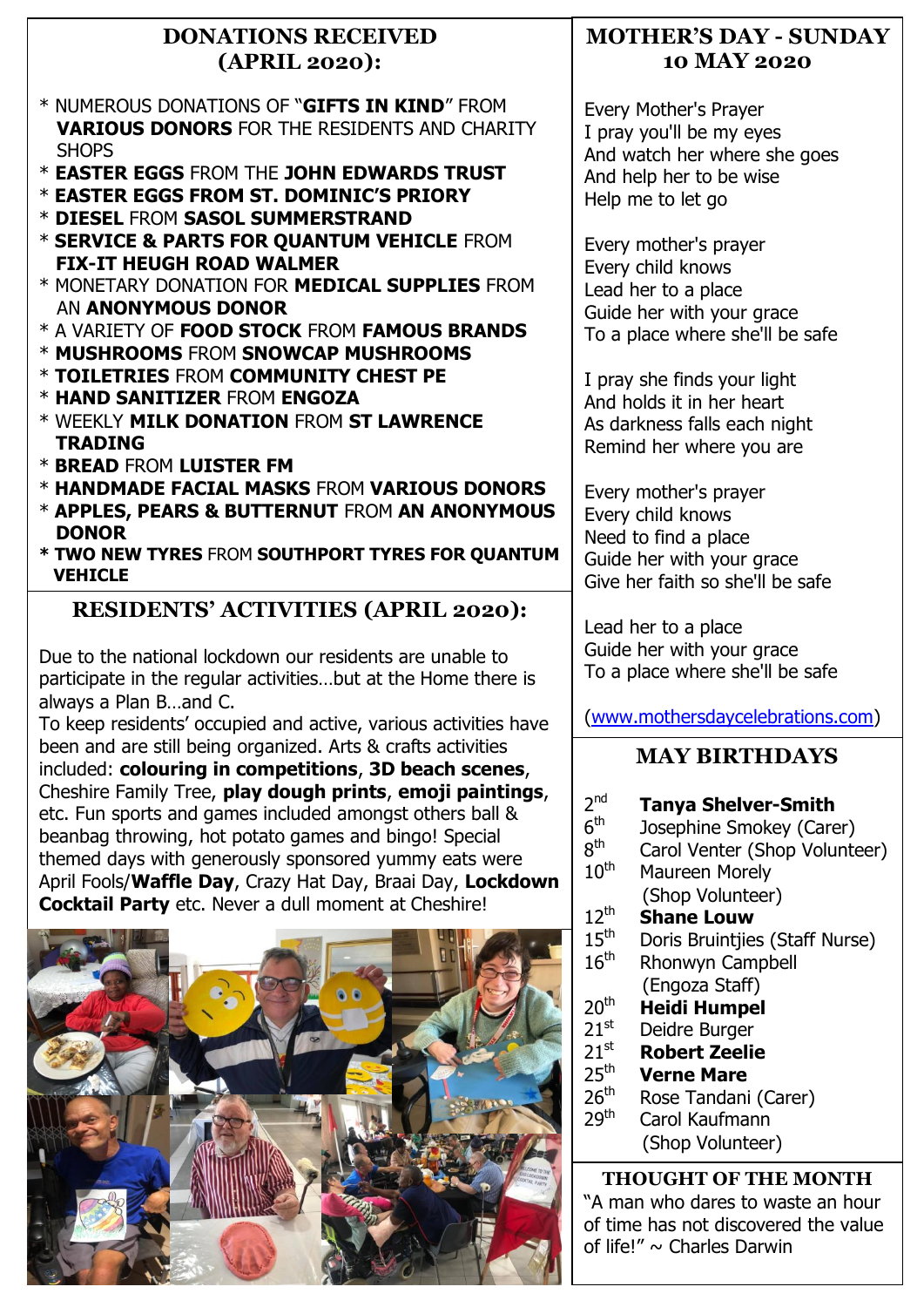## DONATIONS RECEIVED (APRIL 2020):

- NUMEROUS DONATIONS OF "**GIFTS IN KIND**" FROM **VARIOUS DONORS** FOR THE RESIDENTS AND CHARITY SHOPS
- **EASTER EGGS** FROM THE **JOHN EDWARDS TRUST**
- **EASTER EGGS FROM ST. DOMINIC'S PRIORY**
- **DIESEL** FROM **SASOL SUMMERSTRAND**
- **SERVICE & PARTS FOR QUANTUM VEHICLE** FROM **FIX-IT HEUGH ROAD WALMER**
- MONETARY DONATION FOR **MEDICAL SUPPLIES** FROM AN **ANONYMOUS DONOR**
- A VARIETY OF **FOOD STOCK** FROM **FAMOUS BRANDS**
- **MUSHROOMS** FROM **SNOWCAP MUSHROOMS**
- **TOILETRIES** FROM **COMMUNITY CHEST PE**
- **HAND SANITIZER** FROM **ENGOZA**
- WEEKLY **MILK DONATION** FROM **ST LAWRENCE TRADING**
- **BREAD** FROM **LUISTER FM**
- **HANDMADE FACIAL MASKS** FROM **VARIOUS DONORS**
- **APPLES, PEARS & BUTTERNUT** FROM **AN ANONYMOUS DONOR**
- **TWO NEW TYRES** FROM **SOUTHPORT TYRES FOR QUANTUM VEHICLE**

## RESIDENTS' ACTIVITIES (APRIL 2020):

Due to the national lockdown our residents are unable to participate in the regular activities…but at the Home there is always a Plan B…and C.
To keep residents' occupied and active, various activities have been and are still being organized. Arts & crafts activities included: **colouring in competitions**, **3D beach scenes**, Cheshire Family Tree, **play dough prints**, **emoji paintings**, etc. Fun sports and games included amongst others ball & beanbag throwing, hot potato games and bingo! Special themed days with generously sponsored yummy eats were April Fools/**Waffle Day**, Crazy Hat Day, Braai Day, **Lockdown Cocktail Party** etc. Never a dull moment at Cheshire!

## MOTHER'S DAY - SUNDAY 10 MAY 2020

Every Mother's Prayer
I pray you'll be my eyes
And watch her where she goes
And help her to be wise
Help me to let go

Every mother's prayer
Every child knows
Lead her to a place
Guide her with your grace
To a place where she'll be safe

I pray she finds your light
And holds it in her heart
As darkness falls each night
Remind her where you are

Every mother's prayer
Every child knows
Need to find a place
Guide her with your grace
Give her faith so she'll be safe

Lead her to a place
Guide her with your grace
To a place where she'll be safe

(www.mothersdaycelebrations.com)

## MAY BIRTHDAYS

| | |
|---|---|
| 2nd | **Tanya Shelver-Smith** |
| 6th | Josephine Smokey (Carer) |
| 8th | Carol Venter (Shop Volunteer) |
| 10th | Maureen Morely (Shop Volunteer) |
| 12th | **Shane Louw** |
| 15th | Doris Bruintjies (Staff Nurse) |
| 16th | Rhonwyn Campbell (Engoza Staff) |
| 20th | **Heidi Humpel** |
| 21st | Deidre Burger |
| 21st | **Robert Zeelie** |
| 25th | **Verne Mare** |
| 26th | Rose Tandani (Carer) |
| 29th | Carol Kaufmann (Shop Volunteer) |

## THOUGHT OF THE MONTH

"A man who dares to waste an hour of time has not discovered the value of life!" ~ Charles Darwin